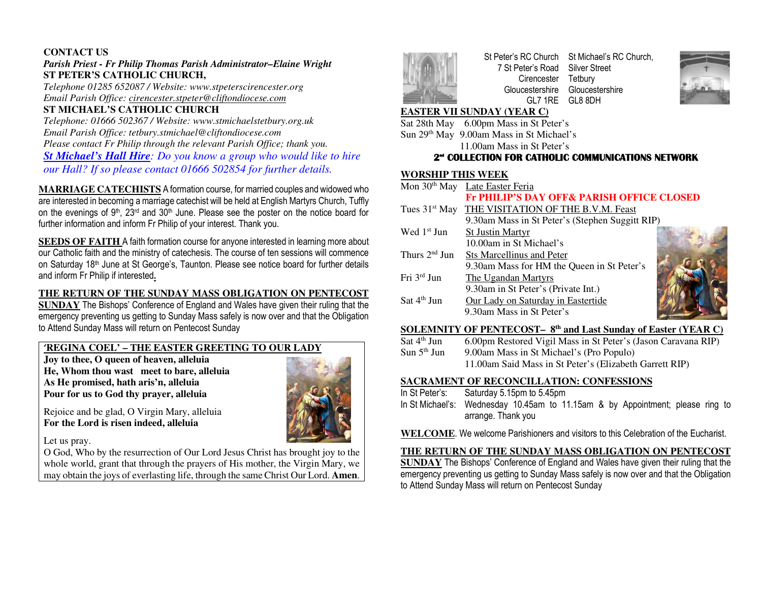**CONTACT US**

***Parish Priest - Fr Philip Thomas Parish Administrator–Elaine Wright***

**ST PETER'S CATHOLIC CHURCH,**

*Telephone 01285 652087 / Website: www.stpeterscirencester.org*

*Email Parish Office: cirencester.stpeter@cliftondiocese.com*

**ST MICHAEL'S CATHOLIC CHURCH**

*Telephone: 01666 502367 / Website: www.stmichaelstetbury.org.uk*

*Email Parish Office: tetbury.stmichael@cliftondiocese.com*

*Please contact Fr Philip through the relevant Parish Office; thank you.*

***St Michael's Hall Hire****: Do you know a group who would like to hire our Hall? If so please contact 01666 502854 for further details.*

**MARRIAGE CATECHISTS** A formation course, for married couples and widowed who are interested in becoming a marriage catechist will be held at English Martyrs Church, Tuffly on the evenings of 9th, 23rd and 30th June. Please see the poster on the notice board for further information and inform Fr Philip of your interest. Thank you.

**SEEDS OF FAITH** A faith formation course for anyone interested in learning more about our Catholic faith and the ministry of catechesis. The course of ten sessions will commence on Saturday 18th June at St George's, Taunton. Please see notice board for further details and inform Fr Philip if interested.

**THE RETURN OF THE SUNDAY MASS OBLIGATION ON PENTECOST SUNDAY** The Bishops' Conference of England and Wales have given their ruling that the emergency preventing us getting to Sunday Mass safely is now over and that the Obligation to Attend Sunday Mass will return on Pentecost Sunday

**'REGINA COEL' – THE EASTER GREETING TO OUR LADY**

**Joy to thee, O queen of heaven, alleluia**
**He, Whom thou wast meet to bare, alleluia**
**As He promised, hath aris'n, alleluia**
**Pour for us to God thy prayer, alleluia**

Rejoice and be glad, O Virgin Mary, alleluia
**For the Lord is risen indeed, alleluia**

Let us pray.

O God, Who by the resurrection of Our Lord Jesus Christ has brought joy to the whole world, grant that through the prayers of His mother, the Virgin Mary, we may obtain the joys of everlasting life, through the same Christ Our Lord. **Amen**.

St Peter's RC Church
7 St Peter's Road
Cirencester
Gloucestershire
GL7 1RE

St Michael's RC Church,
Silver Street
Tetbury
Gloucestershire
GL8 8DH

**EASTER VII SUNDAY (YEAR C)**

Sat 28th May 6.00pm Mass in St Peter's
Sun 29th May 9.00am Mass in St Michael's
11.00am Mass in St Peter's

**2nd COLLECTION FOR CATHOLIC COMMUNICATIONS NETWORK**

**WORSHIP THIS WEEK**

| | |
|---|---|
| Mon 30th May | Late Easter Feria |
| | **FR PHILIP'S DAY OFF& PARISH OFFICE CLOSED** |
| Tues 31st May | THE VISITATION OF THE B.V.M. Feast |
| | 9.30am Mass in St Peter's (Stephen Suggitt RIP) |
| Wed 1st Jun | St Justin Martyr |
| | 10.00am in St Michael's |
| Thurs 2nd Jun | Sts Marcellinus and Peter |
| | 9.30am Mass for HM the Queen in St Peter's |
| Fri 3rd Jun | The Ugandan Martyrs |
| | 9.30am in St Peter's (Private Int.) |
| Sat 4th Jun | Our Lady on Saturday in Eastertide |
| | 9.30am Mass in St Peter's |

**SOLEMNITY OF PENTECOST– 8th and Last Sunday of Easter (YEAR C)**

| | |
|---|---|
| Sat 4th Jun | 6.00pm Restored Vigil Mass in St Peter's (Jason Caravana RIP) |
| Sun 5th Jun | 9.00am Mass in St Michael's (Pro Populo) |
| | 11.00am Said Mass in St Peter's (Elizabeth Garrett RIP) |

**SACRAMENT OF RECONCILLATION: CONFESSIONS**

| | |
|---|---|
| In St Peter's: | Saturday 5.15pm to 5.45pm |
| In St Michael's: | Wednesday 10.45am to 11.15am & by Appointment; please ring to arrange. Thank you |

**WELCOME**. We welcome Parishioners and visitors to this Celebration of the Eucharist.

**THE RETURN OF THE SUNDAY MASS OBLIGATION ON PENTECOST SUNDAY** The Bishops' Conference of England and Wales have given their ruling that the emergency preventing us getting to Sunday Mass safely is now over and that the Obligation to Attend Sunday Mass will return on Pentecost Sunday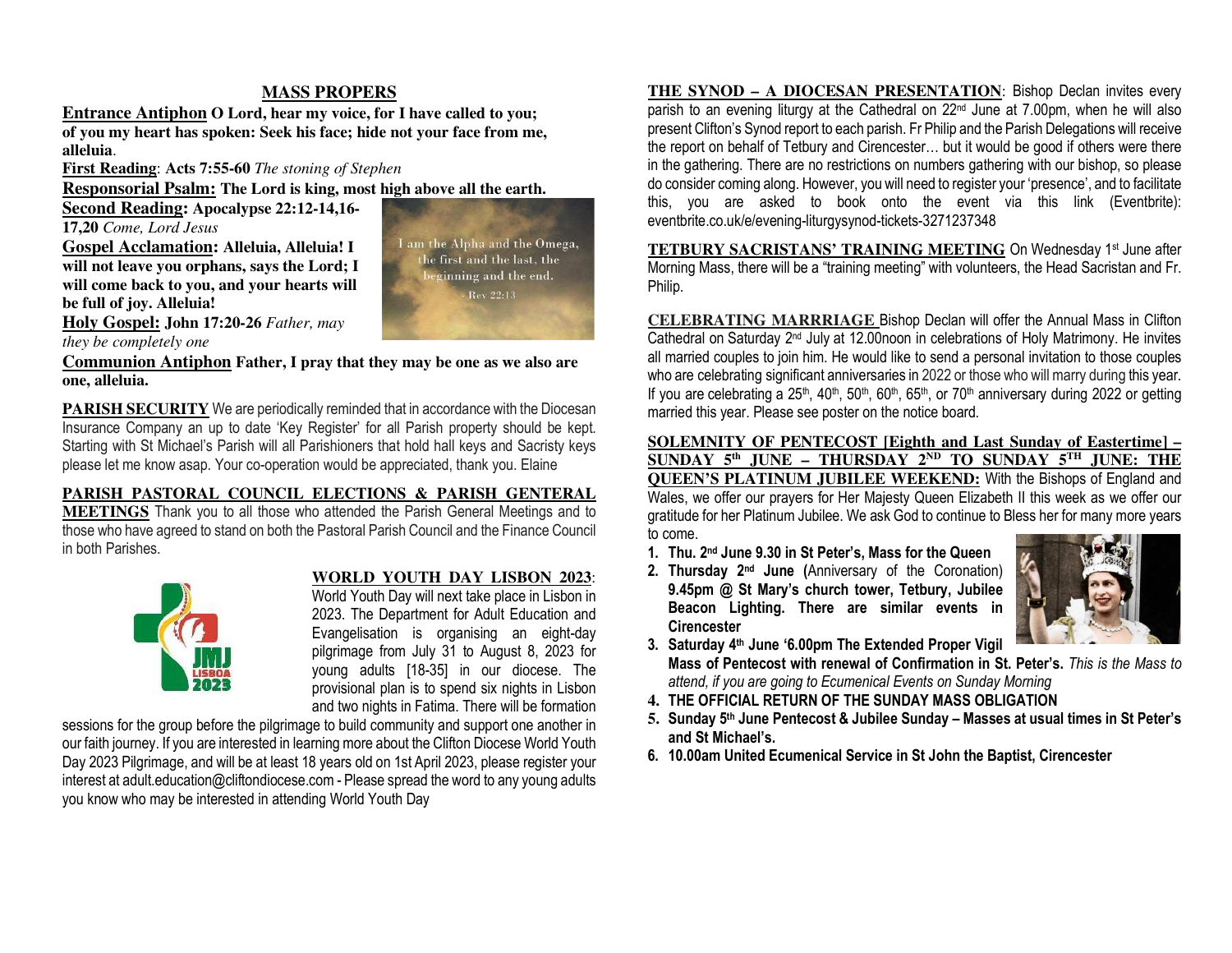## MASS PROPERS

**Entrance Antiphon** **O Lord, hear my voice, for I have called to you; of you my heart has spoken: Seek his face; hide not your face from me, alleluia**.

**First Reading**: **Acts 7:55-60** *The stoning of Stephen*

**Responsorial Psalm:** **The Lord is king, most high above all the earth.**

**Second Reading:** **Apocalypse 22:12-14,16-17,20** *Come, Lord Jesus*

**Gospel Acclamation:** **Alleluia, Alleluia! I will not leave you orphans, says the Lord; I will come back to you, and your hearts will be full of joy. Alleluia!**

**Holy Gospel:** **John 17:20-26** *Father, may they be completely one*

I am the Alpha and the Omega, the first and the last, the beginning and the end.
- Rev 22:13

**Communion Antiphon** **Father, I pray that they may be one as we also are one, alleluia.**

**PARISH SECURITY** We are periodically reminded that in accordance with the Diocesan Insurance Company an up to date 'Key Register' for all Parish property should be kept. Starting with St Michael's Parish will all Parishioners that hold hall keys and Sacristy keys please let me know asap. Your co-operation would be appreciated, thank you. Elaine

**PARISH PASTORAL COUNCIL ELECTIONS & PARISH GENTERAL MEETINGS** Thank you to all those who attended the Parish General Meetings and to those who have agreed to stand on both the Pastoral Parish Council and the Finance Council in both Parishes.

**WORLD YOUTH DAY LISBON 2023**: World Youth Day will next take place in Lisbon in 2023. The Department for Adult Education and Evangelisation is organising an eight-day pilgrimage from July 31 to August 8, 2023 for young adults [18-35] in our diocese. The provisional plan is to spend six nights in Lisbon and two nights in Fatima. There will be formation sessions for the group before the pilgrimage to build community and support one another in our faith journey. If you are interested in learning more about the Clifton Diocese World Youth Day 2023 Pilgrimage, and will be at least 18 years old on 1st April 2023, please register your interest at adult.education@cliftondiocese.com - Please spread the word to any young adults you know who may be interested in attending World Youth Day

**THE SYNOD – A DIOCESAN PRESENTATION**: Bishop Declan invites every parish to an evening liturgy at the Cathedral on 22nd June at 7.00pm, when he will also present Clifton's Synod report to each parish. Fr Philip and the Parish Delegations will receive the report on behalf of Tetbury and Cirencester… but it would be good if others were there in the gathering. There are no restrictions on numbers gathering with our bishop, so please do consider coming along. However, you will need to register your 'presence', and to facilitate this, you are asked to book onto the event via this link (Eventbrite): eventbrite.co.uk/e/evening-liturgysynod-tickets-3271237348

**TETBURY SACRISTANS' TRAINING MEETING** On Wednesday 1st June after Morning Mass, there will be a "training meeting" with volunteers, the Head Sacristan and Fr. Philip.

**CELEBRATING MARRRIAGE** Bishop Declan will offer the Annual Mass in Clifton Cathedral on Saturday 2nd July at 12.00noon in celebrations of Holy Matrimony. He invites all married couples to join him. He would like to send a personal invitation to those couples who are celebrating significant anniversaries in 2022 or those who will marry during this year. If you are celebrating a 25th, 40th, 50th, 60th, 65th, or 70th anniversary during 2022 or getting married this year. Please see poster on the notice board.

**SOLEMNITY OF PENTECOST [Eighth and Last Sunday of Eastertime] – SUNDAY 5th JUNE – THURSDAY 2ND TO SUNDAY 5TH JUNE: THE QUEEN'S PLATINUM JUBILEE WEEKEND:** With the Bishops of England and Wales, we offer our prayers for Her Majesty Queen Elizabeth II this week as we offer our gratitude for her Platinum Jubilee. We ask God to continue to Bless her for many more years to come.

1. **Thu. 2nd June 9.30 in St Peter's, Mass for the Queen**
2. **Thursday 2nd June** (Anniversary of the Coronation) **9.45pm @ St Mary's church tower, Tetbury, Jubilee Beacon Lighting. There are similar events in Cirencester**
3. **Saturday 4th June '6.00pm The Extended Proper Vigil Mass of Pentecost with renewal of Confirmation in St. Peter's.** *This is the Mass to attend, if you are going to Ecumenical Events on Sunday Morning*
4. **THE OFFICIAL RETURN OF THE SUNDAY MASS OBLIGATION**
5. **Sunday 5th June Pentecost & Jubilee Sunday – Masses at usual times in St Peter's and St Michael's.**
6. **10.00am United Ecumenical Service in St John the Baptist, Cirencester**